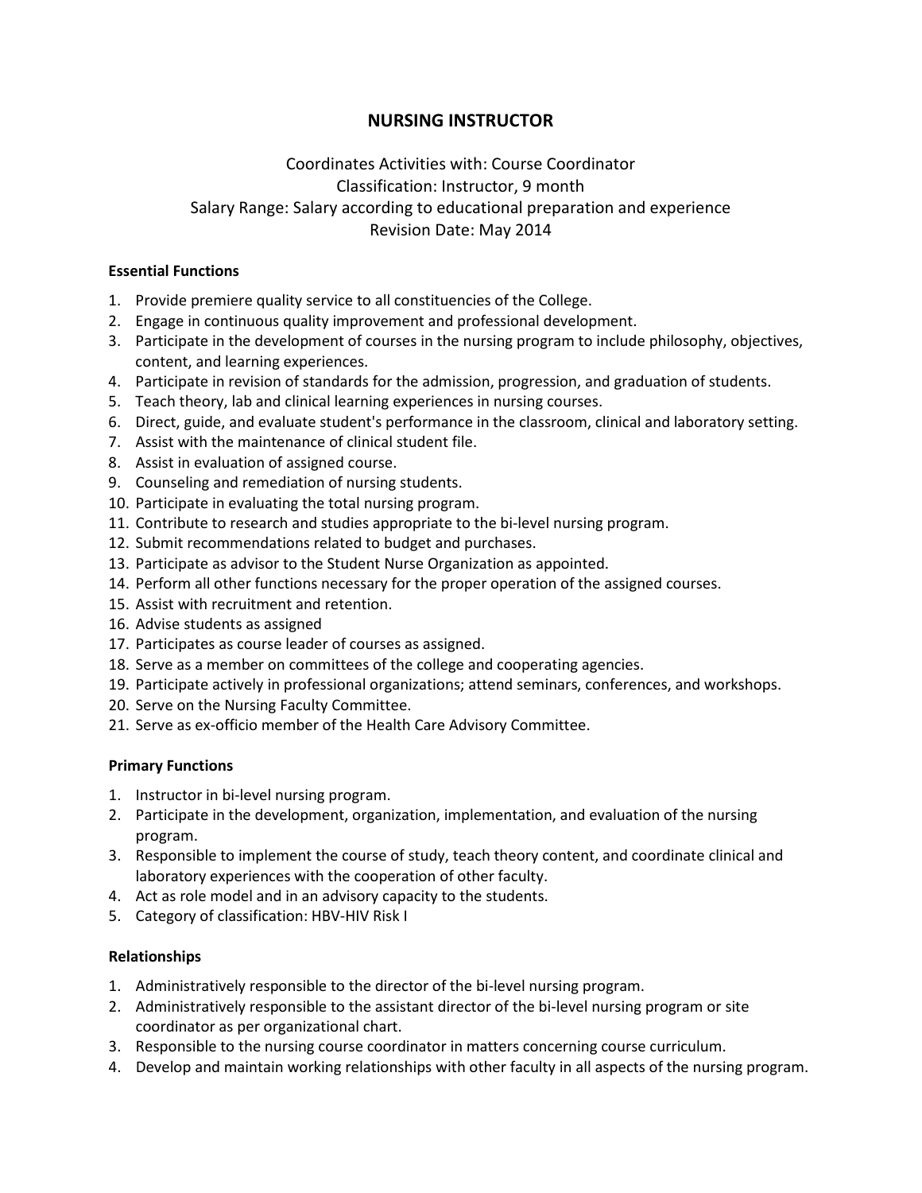# NURSING INSTRUCTOR

Coordinates Activities with: Course Coordinator
Classification: Instructor, 9 month
Salary Range: Salary according to educational preparation and experience
Revision Date: May 2014

**Essential Functions**

1. Provide premiere quality service to all constituencies of the College.
2. Engage in continuous quality improvement and professional development.
3. Participate in the development of courses in the nursing program to include philosophy, objectives, content, and learning experiences.
4. Participate in revision of standards for the admission, progression, and graduation of students.
5. Teach theory, lab and clinical learning experiences in nursing courses.
6. Direct, guide, and evaluate student's performance in the classroom, clinical and laboratory setting.
7. Assist with the maintenance of clinical student file.
8. Assist in evaluation of assigned course.
9. Counseling and remediation of nursing students.
10. Participate in evaluating the total nursing program.
11. Contribute to research and studies appropriate to the bi-level nursing program.
12. Submit recommendations related to budget and purchases.
13. Participate as advisor to the Student Nurse Organization as appointed.
14. Perform all other functions necessary for the proper operation of the assigned courses.
15. Assist with recruitment and retention.
16. Advise students as assigned
17. Participates as course leader of courses as assigned.
18. Serve as a member on committees of the college and cooperating agencies.
19. Participate actively in professional organizations; attend seminars, conferences, and workshops.
20. Serve on the Nursing Faculty Committee.
21. Serve as ex-officio member of the Health Care Advisory Committee.

**Primary Functions**

1. Instructor in bi-level nursing program.
2. Participate in the development, organization, implementation, and evaluation of the nursing program.
3. Responsible to implement the course of study, teach theory content, and coordinate clinical and laboratory experiences with the cooperation of other faculty.
4. Act as role model and in an advisory capacity to the students.
5. Category of classification: HBV-HIV Risk I

**Relationships**

1. Administratively responsible to the director of the bi-level nursing program.
2. Administratively responsible to the assistant director of the bi-level nursing program or site coordinator as per organizational chart.
3. Responsible to the nursing course coordinator in matters concerning course curriculum.
4. Develop and maintain working relationships with other faculty in all aspects of the nursing program.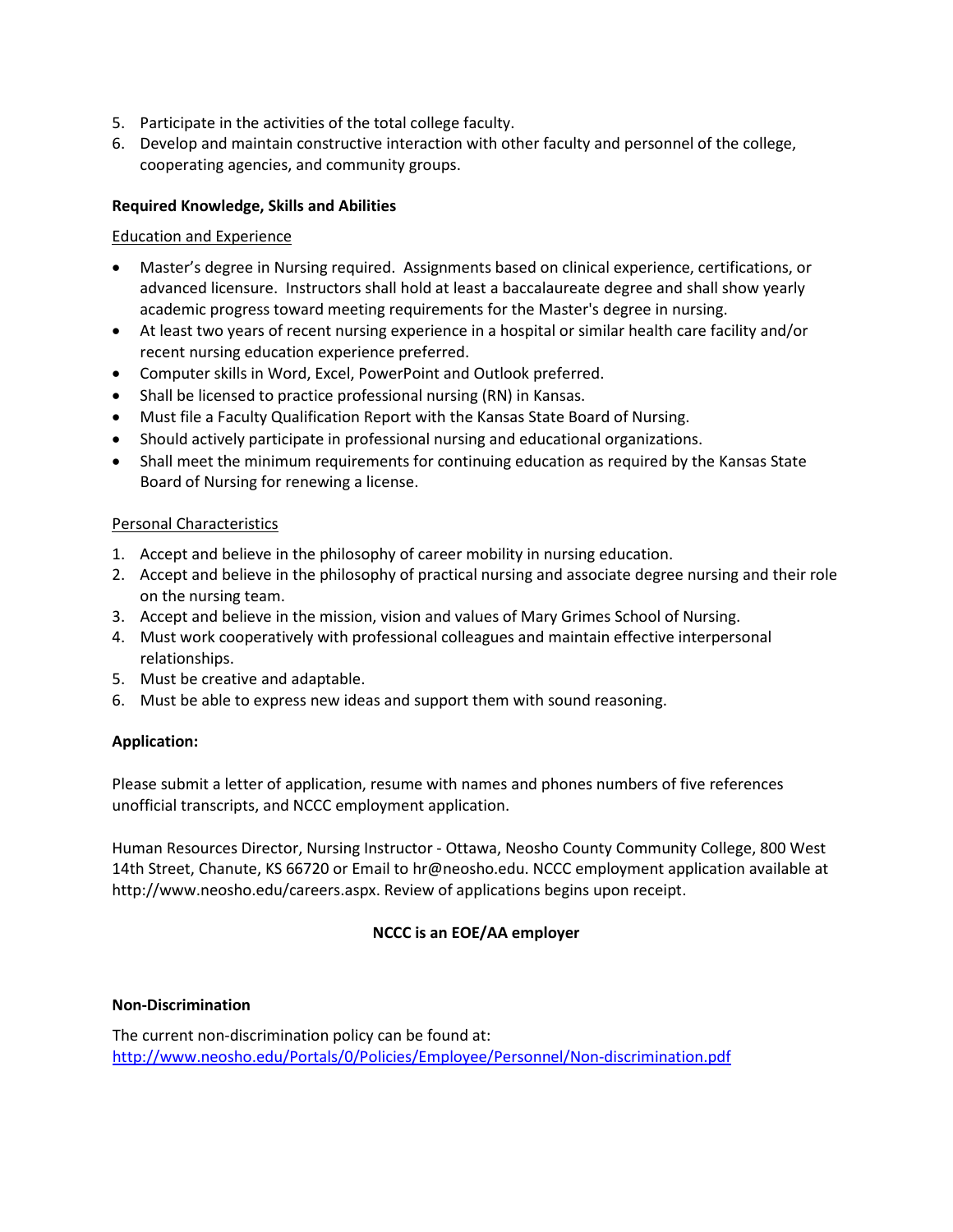5. Participate in the activities of the total college faculty.
6. Develop and maintain constructive interaction with other faculty and personnel of the college, cooperating agencies, and community groups.

**Required Knowledge, Skills and Abilities**

Education and Experience

- Master's degree in Nursing required. Assignments based on clinical experience, certifications, or advanced licensure. Instructors shall hold at least a baccalaureate degree and shall show yearly academic progress toward meeting requirements for the Master's degree in nursing.
- At least two years of recent nursing experience in a hospital or similar health care facility and/or recent nursing education experience preferred.
- Computer skills in Word, Excel, PowerPoint and Outlook preferred.
- Shall be licensed to practice professional nursing (RN) in Kansas.
- Must file a Faculty Qualification Report with the Kansas State Board of Nursing.
- Should actively participate in professional nursing and educational organizations.
- Shall meet the minimum requirements for continuing education as required by the Kansas State Board of Nursing for renewing a license.

Personal Characteristics

1. Accept and believe in the philosophy of career mobility in nursing education.
2. Accept and believe in the philosophy of practical nursing and associate degree nursing and their role on the nursing team.
3. Accept and believe in the mission, vision and values of Mary Grimes School of Nursing.
4. Must work cooperatively with professional colleagues and maintain effective interpersonal relationships.
5. Must be creative and adaptable.
6. Must be able to express new ideas and support them with sound reasoning.

**Application:**

Please submit a letter of application, resume with names and phones numbers of five references unofficial transcripts, and NCCC employment application.

Human Resources Director, Nursing Instructor - Ottawa, Neosho County Community College, 800 West 14th Street, Chanute, KS 66720 or Email to hr@neosho.edu. NCCC employment application available at http://www.neosho.edu/careers.aspx. Review of applications begins upon receipt.

**NCCC is an EOE/AA employer**

**Non-Discrimination**

The current non-discrimination policy can be found at:
http://www.neosho.edu/Portals/0/Policies/Employee/Personnel/Non-discrimination.pdf